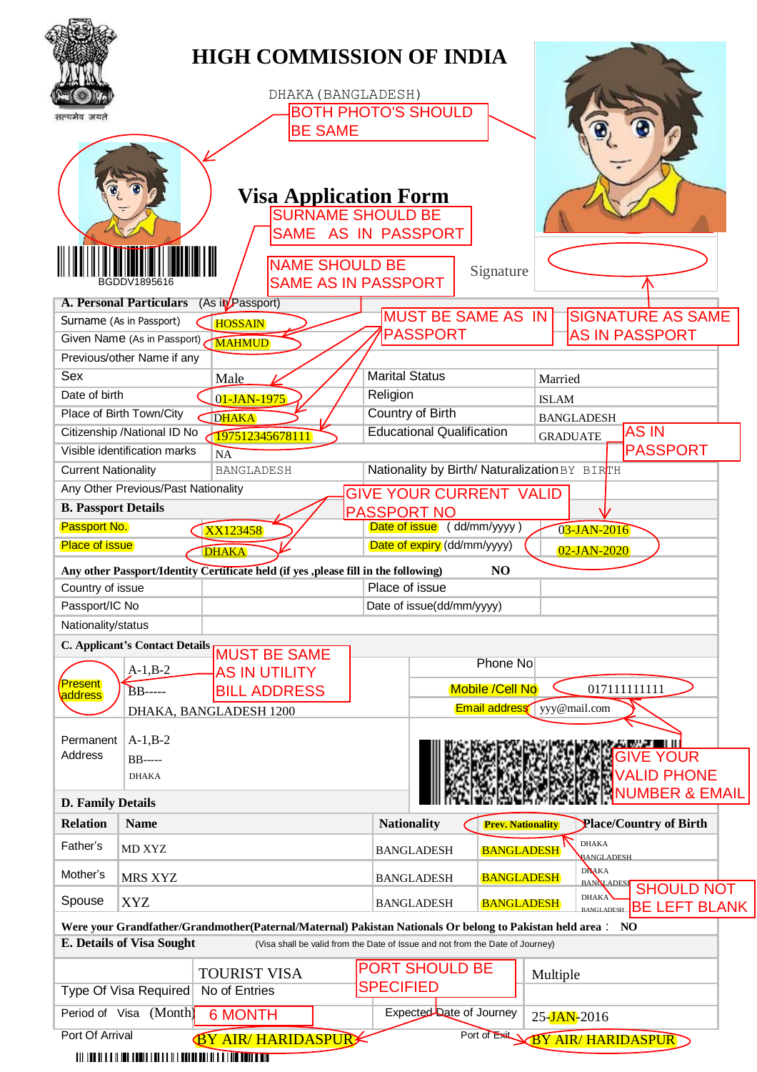# HIGH COMMISSION OF INDIA

DHAKA (BANGLADESH)

BOTH PHOTO'S SHOULD BE SAME

BGDDV1895616

## Visa Application Form

SURNAME SHOULD BE SAME AS IN PASSPORT

NAME SHOULD BE SAME AS IN PASSPORT

Signature

MUST BE SAME AS IN PASSPORT

SIGNATURE AS SAME AS IN PASSPORT

| **A. Personal Particulars** (As in Passport) | | | |
|---|---|---|---|
| Surname (As in Passport) | HOSSAIN | | |
| Given Name (As in Passport) | MAHMUD | | |
| Previous/other Name if any | | | |
| Sex | Male | Marital Status | Married |
| Date of birth | 01-JAN-1975 | Religion | ISLAM |
| Place of Birth Town/City | DHAKA | Country of Birth | BANGLADESH |
| Citizenship /National ID No | 197512345678111 | Educational Qualification | GRADUATE |
| Visible identification marks | NA | | |
| Current Nationality | BANGLADESH | Nationality by Birth/ Naturalization | BY BIRTH |
| Any Other Previous/Past Nationality | | | |

AS IN PASSPORT

GIVE YOUR CURRENT VALID PASSPORT NO

| **B. Passport Details** | | | |
|---|---|---|---|
| Passport No. | XX123458 | Date of issue ( dd/mm/yyyy ) | 03-JAN-2016 |
| Place of issue | DHAKA | Date of expiry (dd/mm/yyyy) | 02-JAN-2020 |
| **Any other Passport/Identity Certificate held (if yes ,please fill in the following)** | | | **NO** |
| Country of issue | | Place of issue | |
| Passport/IC No | | Date of issue(dd/mm/yyyy) | |
| Nationality/status | | | |

MUST BE SAME AS IN UTILITY BILL ADDRESS

| **C. Applicant's Contact Details** | | | |
|---|---|---|---|
| Present address | A-1,B-2<br>BB-----<br>DHAKA, BANGLADESH 1200 | Phone No | |
| | | Mobile /Cell No | 017111111111 |
| | | Email address | yyy@mail.com |
| Permanent Address | A-1,B-2<br>BB-----<br>DHAKA | | |

GIVE YOUR VALID PHONE NUMBER & EMAIL

| **D. Family Details** | | | | |
|---|---|---|---|---|
| **Relation** | **Name** | **Nationality** | **Prev. Nationality** | **Place/Country of Birth** |
| Father's | MD XYZ | BANGLADESH | BANGLADESH | DHAKA BANGLADESH |
| Mother's | MRS XYZ | BANGLADESH | BANGLADESH | DHAKA BANGLADESH |
| Spouse | XYZ | BANGLADESH | BANGLADESH | DHAKA BANGLADESH |

SHOULD NOT BE LEFT BLANK

**Were your Grandfather/Grandmother(Paternal/Maternal) Pakistan Nationals Or belong to Pakistan held area : NO**

| **E. Details of Visa Sought** (Visa shall be valid from the Date of Issue and not from the Date of Journey) | | | |
|---|---|---|---|
| Type Of Visa Required | TOURIST VISA | No of Entries | Multiple |
| Period of Visa (Month) | 6 MONTH | Expected Date of Journey | 25-JAN-2016 |
| Port Of Arrival | BY AIR/ HARIDASPUR | Port of Exit | BY AIR/ HARIDASPUR |

PORT SHOULD BE SPECIFIED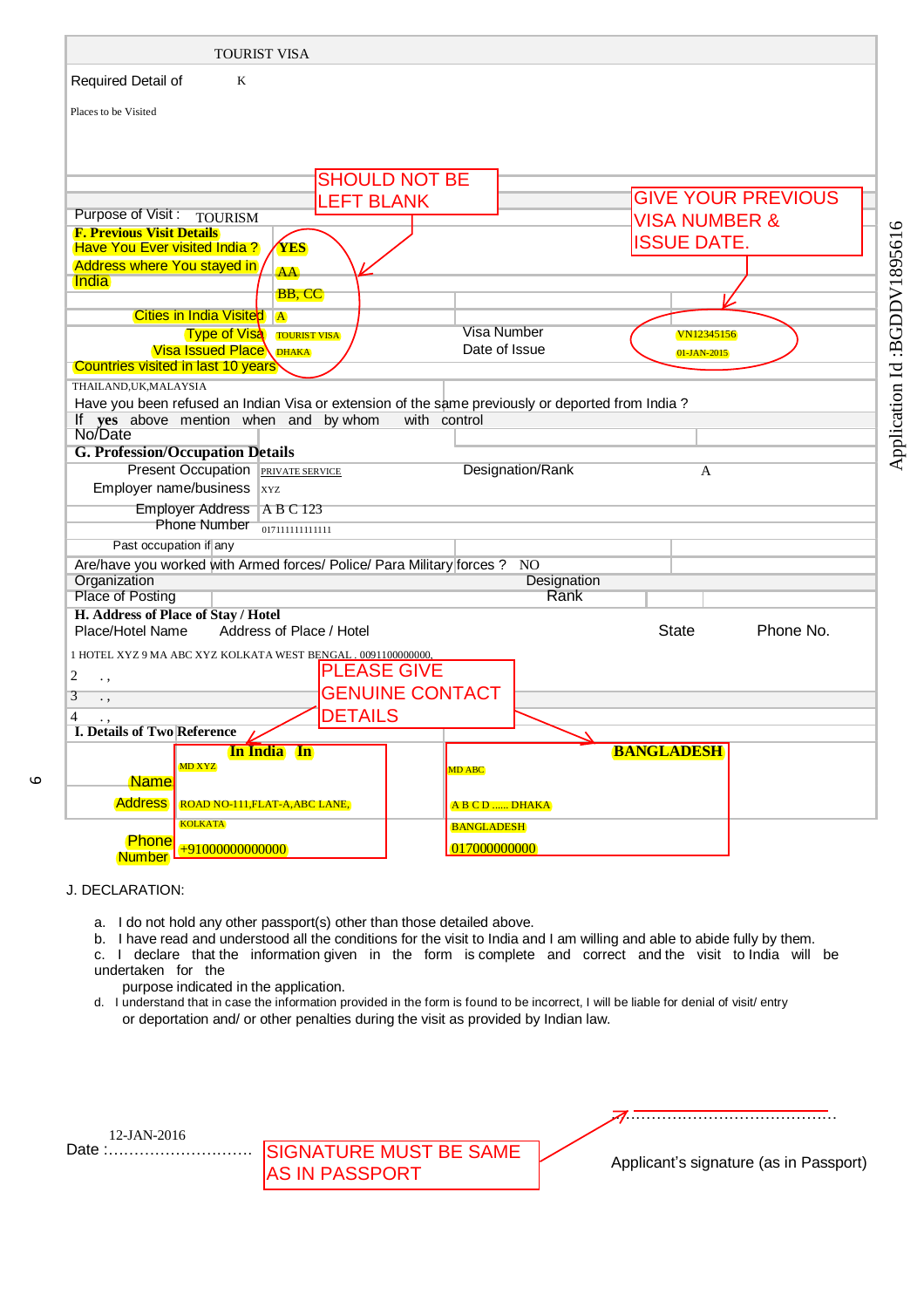TOURIST VISA

Required Detail of K

Places to be Visited

SHOULD NOT BE LEFT BLANK

GIVE YOUR PREVIOUS VISA NUMBER & ISSUE DATE.

Purpose of Visit : TOURISM

**F. Previous Visit Details**

| | | | |
|---|---|---|---|
| Have You Ever visited India ? | **YES** | | |
| Address where You stayed in India | AA BB, CC | | |
| Cities in India Visited | A | | |
| Type of Visa | TOURIST VISA | Visa Number | VN12345156 |
| Visa Issued Place | DHAKA | Date of Issue | 01-JAN-2015 |
| Countries visited in last 10 years | | | |

THAILAND,UK,MALAYSIA

Have you been refused an Indian Visa or extension of the same previously or deported from India ?

If **yes** above mention when and by whom with control No/Date

**G. Profession/Occupation Details**

| | | | |
|---|---|---|---|
| Present Occupation | PRIVATE SERVICE | Designation/Rank | A |
| Employer name/business | XYZ | | |
| Employer Address | A B C 123 | | |
| Phone Number | 017111111111111 | | |
| Past occupation if any | | | |

Are/have you worked with Armed forces/ Police/ Para Military forces ? NO

| | | | |
|---|---|---|---|
| Organization | | Designation | |
| Place of Posting | | Rank | |

**H. Address of Place of Stay / Hotel**

| Place/Hotel Name | Address of Place / Hotel | State | Phone No. |
|---|---|---|---|
| 1 HOTEL XYZ | 9 MA ABC XYZ KOLKATA | WEST BENGAL | 0091100000000 |
| 2 | | | |
| 3 | | | |
| 4 | | | |

PLEASE GIVE GENUINE CONTACT DETAILS

**I. Details of Two Reference**

| | In India | In BANGLADESH |
|---|---|---|
| Name | MD XYZ | MD ABC |
| Address | ROAD NO-111,FLAT-A,ABC LANE, KOLKATA | A B C D ...... DHAKA BANGLADESH |
| Phone Number | +91000000000000 | 017000000000 |

J. DECLARATION:

a. I do not hold any other passport(s) other than those detailed above.

b. I have read and understood all the conditions for the visit to India and I am willing and able to abide fully by them.

c. I declare that the information given in the form is complete and correct and the visit to India will be undertaken for the purpose indicated in the application.

d. I understand that in case the information provided in the form is found to be incorrect, I will be liable for denial of visit/ entry or deportation and/ or other penalties during the visit as provided by Indian law.

Date : 12-JAN-2016

SIGNATURE MUST BE SAME AS IN PASSPORT

.........................................

Applicant's signature (as in Passport)

Application Id :BGDDV1895616